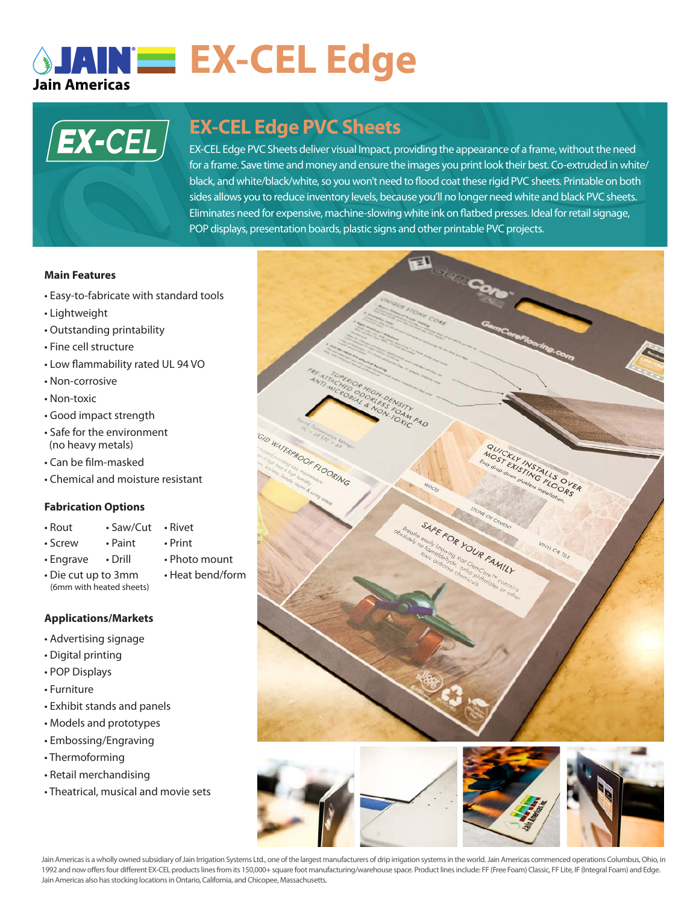# EX-CEL Edge

## EX-CEL Edge PVC Sheets

EX-CEL Edge PVC Sheets deliver visual Impact, providing the appearance of a frame, without the need for a frame. Save time and money and ensure the images you print look their best. Co-extruded in white/black, and white/black/white, so you won't need to flood coat these rigid PVC sheets. Printable on both sides allows you to reduce inventory levels, because you'll no longer need white and black PVC sheets. Eliminates need for expensive, machine-slowing white ink on flatbed presses. Ideal for retail signage, POP displays, presentation boards, plastic signs and other printable PVC projects.

### Main Features

- Easy-to-fabricate with standard tools
- Lightweight
- Outstanding printability
- Fine cell structure
- Low flammability rated UL 94 VO
- Non-corrosive
- Non-toxic
- Good impact strength
- Safe for the environment (no heavy metals)
- Can be film-masked
- Chemical and moisture resistant

### Fabrication Options

- Rout
- Screw
- Engrave
- Die cut up to 3mm (6mm with heated sheets)
- Saw/Cut
- Paint
- Drill
- Rivet
- Print
- Photo mount
- Heat bend/form

### Applications/Markets

- Advertising signage
- Digital printing
- POP Displays
- Furniture
- Exhibit stands and panels
- Models and prototypes
- Embossing/Engraving
- Thermoforming
- Retail merchandising
- Theatrical, musical and movie sets

Jain Americas is a wholly owned subsidiary of Jain Irrigation Systems Ltd., one of the largest manufacturers of drip irrigation systems in the world. Jain Americas commenced operations Columbus, Ohio, in 1992 and now offers four different EX-CEL products lines from its 150,000+ square foot manufacturing/warehouse space. Product lines include: FF (Free Foam) Classic, FF Lite, IF (Integral Foam) and Edge. Jain Americas also has stocking locations in Ontario, California, and Chicopee, Massachusetts.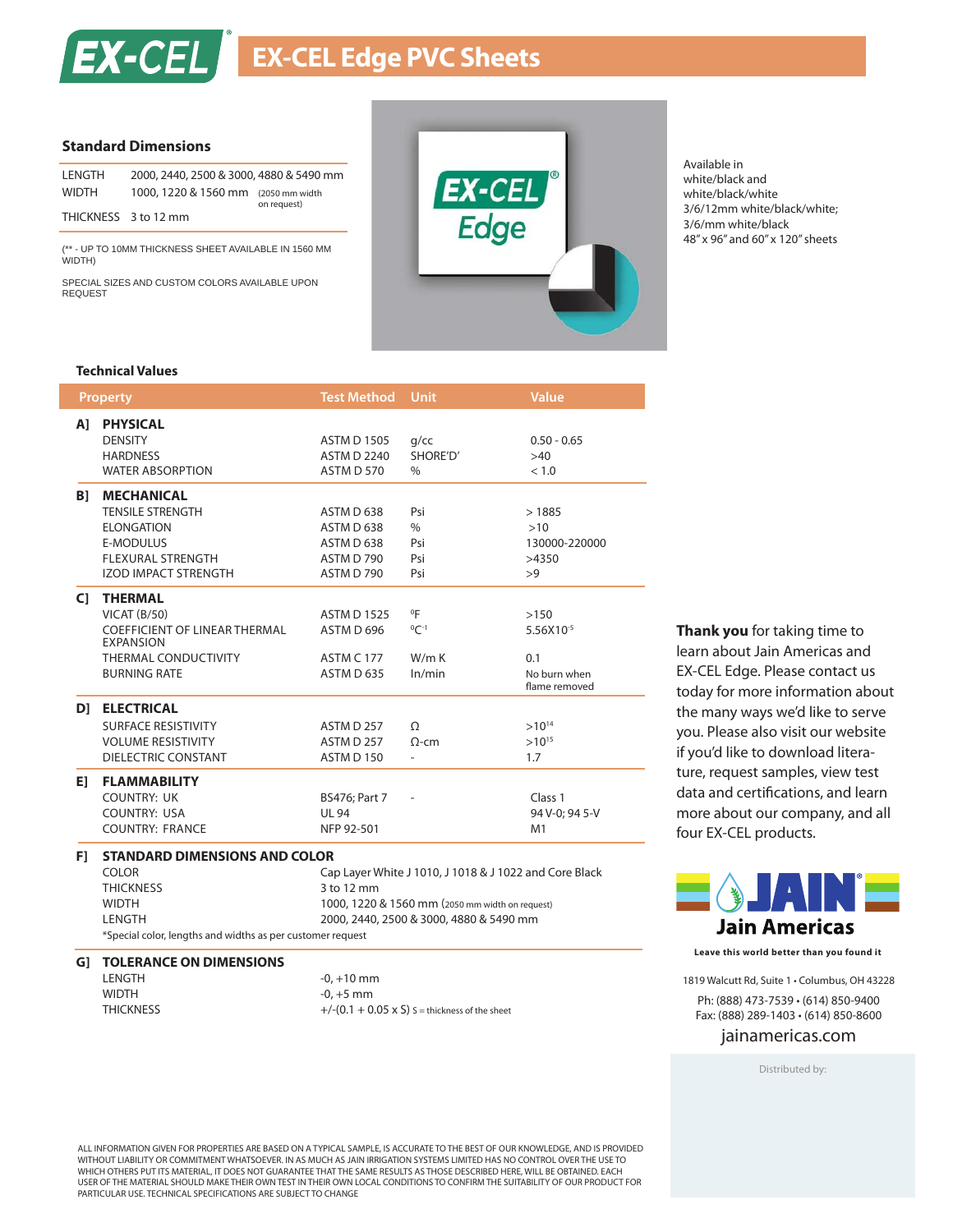# EX-CEL Edge PVC Sheets

## Standard Dimensions

| | |
|---|---|
| LENGTH | 2000, 2440, 2500 & 3000, 4880 & 5490 mm |
| WIDTH | 1000, 1220 & 1560 mm (2050 mm width on request) |
| THICKNESS | 3 to 12 mm |

(** - UP TO 10MM THICKNESS SHEET AVAILABLE IN 1560 MM WIDTH)

SPECIAL SIZES AND CUSTOM COLORS AVAILABLE UPON REQUEST

Available in white/black and white/black/white 3/6/12mm white/black/white; 3/6/mm white/black 48" x 96" and 60" x 120" sheets

## Technical Values

| Property | Test Method | Unit | Value |
|---|---|---|---|
| **A] PHYSICAL** | | | |
| DENSITY | ASTM D 1505 | g/cc | 0.50 - 0.65 |
| HARDNESS | ASTM D 2240 | SHORE'D' | >40 |
| WATER ABSORPTION | ASTM D 570 | % | < 1.0 |
| **B] MECHANICAL** | | | |
| TENSILE STRENGTH | ASTM D 638 | Psi | > 1885 |
| ELONGATION | ASTM D 638 | % | >10 |
| E-MODULUS | ASTM D 638 | Psi | 130000-220000 |
| FLEXURAL STRENGTH | ASTM D 790 | Psi | >4350 |
| IZOD IMPACT STRENGTH | ASTM D 790 | Psi | >9 |
| **C] THERMAL** | | | |
| VICAT (B/50) | ASTM D 1525 | $^0F$ | >150 |
| COEFFICIENT OF LINEAR THERMAL EXPANSION | ASTM D 696 | $^0C^{-1}$ | $5.56X10^{-5}$ |
| THERMAL CONDUCTIVITY | ASTM C 177 | W/m K | 0.1 |
| BURNING RATE | ASTM D 635 | In/min | No burn when flame removed |
| **D] ELECTRICAL** | | | |
| SURFACE RESISTIVITY | ASTM D 257 | Ω | $>10^{14}$ |
| VOLUME RESISTIVITY | ASTM D 257 | Ω-cm | $>10^{15}$ |
| DIELECTRIC CONSTANT | ASTM D 150 | - | 1.7 |
| **E] FLAMMABILITY** | | | |
| COUNTRY: UK | BS476; Part 7 | - | Class 1 |
| COUNTRY: USA | UL 94 | | 94 V-0; 94 5-V |
| COUNTRY: FRANCE | NFP 92-501 | | M1 |

### F] STANDARD DIMENSIONS AND COLOR

| | |
|---|---|
| COLOR | Cap Layer White J 1010, J 1018 & J 1022 and Core Black |
| THICKNESS | 3 to 12 mm |
| WIDTH | 1000, 1220 & 1560 mm (2050 mm width on request) |
| LENGTH | 2000, 2440, 2500 & 3000, 4880 & 5490 mm |

*Special color, lengths and widths as per customer request

### G] TOLERANCE ON DIMENSIONS

| | |
|---|---|
| LENGTH | -0, +10 mm |
| WIDTH | -0, +5 mm |
| THICKNESS | +/-(0.1 + 0.05 x S) S = thickness of the sheet |

**Thank you** for taking time to learn about Jain Americas and EX-CEL Edge. Please contact us today for more information about the many ways we'd like to serve you. Please also visit our website if you'd like to download literature, request samples, view test data and certifications, and learn more about our company, and all four EX-CEL products.

**Jain Americas**

Leave this world better than you found it

1819 Walcutt Rd, Suite 1 • Columbus, OH 43228

Ph: (888) 473-7539 • (614) 850-9400

Fax: (888) 289-1403 • (614) 850-8600

jainamericas.com

Distributed by:

ALL INFORMATION GIVEN FOR PROPERTIES ARE BASED ON A TYPICAL SAMPLE, IS ACCURATE TO THE BEST OF OUR KNOWLEDGE, AND IS PROVIDED WITHOUT LIABILITY OR COMMITMENT WHATSOEVER. IN AS MUCH AS JAIN IRRIGATION SYSTEMS LIMITED HAS NO CONTROL OVER THE USE TO WHICH OTHERS PUT ITS MATERIAL, IT DOES NOT GUARANTEE THAT THE SAME RESULTS AS THOSE DESCRIBED HERE, WILL BE OBTAINED. EACH USER OF THE MATERIAL SHOULD MAKE THEIR OWN TEST IN THEIR OWN LOCAL CONDITIONS TO CONFIRM THE SUITABILITY OF OUR PRODUCT FOR PARTICULAR USE. TECHNICAL SPECIFICATIONS ARE SUBJECT TO CHANGE